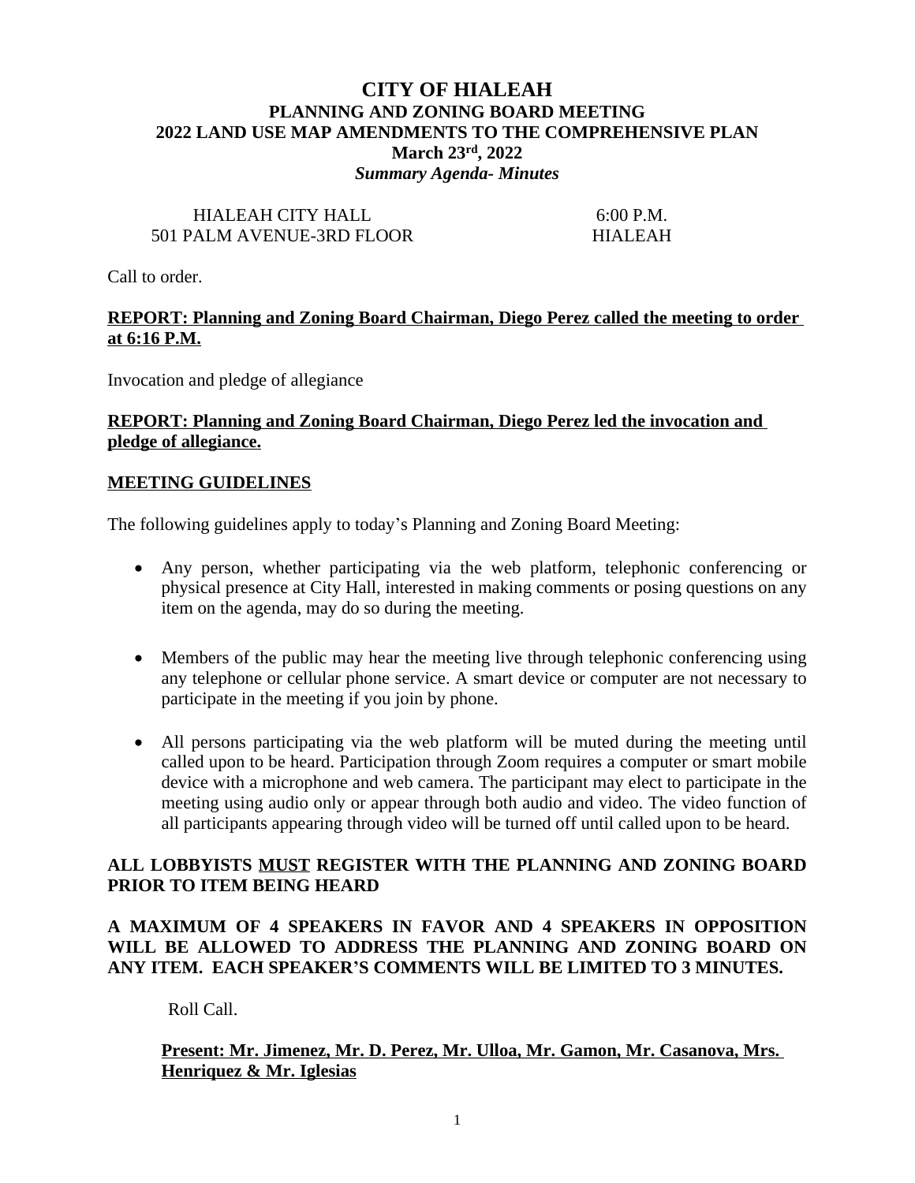# CITY OF HIALEAH

## PLANNING AND ZONING BOARD MEETING

## 2022 LAND USE MAP AMENDMENTS TO THE COMPREHENSIVE PLAN

### March 23rd, 2022

***Summary Agenda- Minutes***

HIALEAH CITY HALL — 6:00 P.M.
501 PALM AVENUE-3RD FLOOR — HIALEAH

Call to order.

**REPORT: Planning and Zoning Board Chairman, Diego Perez called the meeting to order at 6:16 P.M.**

Invocation and pledge of allegiance

**REPORT: Planning and Zoning Board Chairman, Diego Perez led the invocation and pledge of allegiance.**

**MEETING GUIDELINES**

The following guidelines apply to today's Planning and Zoning Board Meeting:

- Any person, whether participating via the web platform, telephonic conferencing or physical presence at City Hall, interested in making comments or posing questions on any item on the agenda, may do so during the meeting.
- Members of the public may hear the meeting live through telephonic conferencing using any telephone or cellular phone service. A smart device or computer are not necessary to participate in the meeting if you join by phone.
- All persons participating via the web platform will be muted during the meeting until called upon to be heard. Participation through Zoom requires a computer or smart mobile device with a microphone and web camera. The participant may elect to participate in the meeting using audio only or appear through both audio and video. The video function of all participants appearing through video will be turned off until called upon to be heard.

**ALL LOBBYISTS MUST REGISTER WITH THE PLANNING AND ZONING BOARD PRIOR TO ITEM BEING HEARD**

**A MAXIMUM OF 4 SPEAKERS IN FAVOR AND 4 SPEAKERS IN OPPOSITION WILL BE ALLOWED TO ADDRESS THE PLANNING AND ZONING BOARD ON ANY ITEM. EACH SPEAKER'S COMMENTS WILL BE LIMITED TO 3 MINUTES.**

Roll Call.

**Present: Mr. Jimenez, Mr. D. Perez, Mr. Ulloa, Mr. Gamon, Mr. Casanova, Mrs. Henriquez & Mr. Iglesias**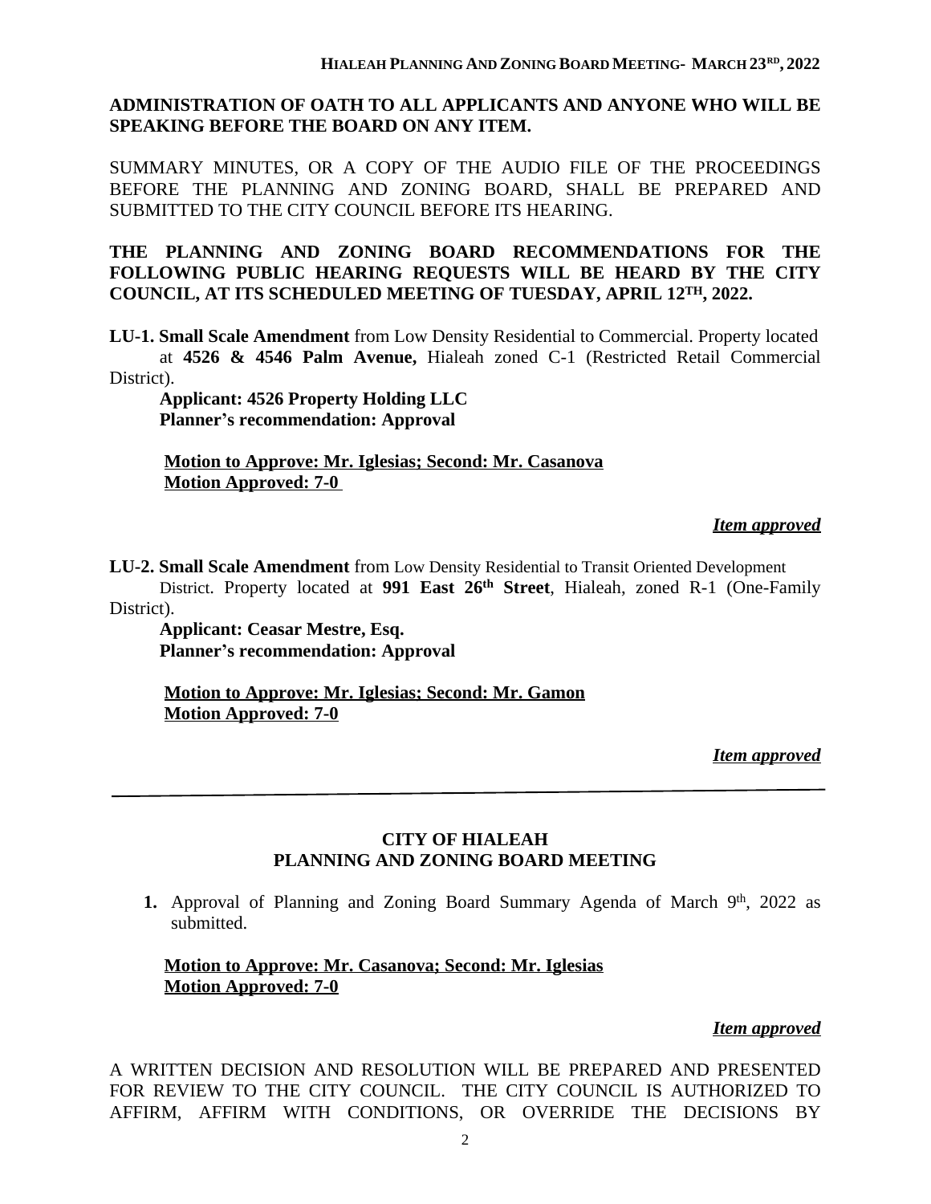**ADMINISTRATION OF OATH TO ALL APPLICANTS AND ANYONE WHO WILL BE SPEAKING BEFORE THE BOARD ON ANY ITEM.**

SUMMARY MINUTES, OR A COPY OF THE AUDIO FILE OF THE PROCEEDINGS BEFORE THE PLANNING AND ZONING BOARD, SHALL BE PREPARED AND SUBMITTED TO THE CITY COUNCIL BEFORE ITS HEARING.

**THE PLANNING AND ZONING BOARD RECOMMENDATIONS FOR THE FOLLOWING PUBLIC HEARING REQUESTS WILL BE HEARD BY THE CITY COUNCIL, AT ITS SCHEDULED MEETING OF TUESDAY, APRIL 12TH, 2022.**

**LU-1. Small Scale Amendment** from Low Density Residential to Commercial. Property located at **4526 & 4546 Palm Avenue,** Hialeah zoned C-1 (Restricted Retail Commercial District).

**Applicant: 4526 Property Holding LLC**
**Planner's recommendation: Approval**

**Motion to Approve: Mr. Iglesias; Second: Mr. Casanova**
**Motion Approved: 7-0**

***Item approved***

**LU-2. Small Scale Amendment** from Low Density Residential to Transit Oriented Development District. Property located at **991 East 26th Street**, Hialeah, zoned R-1 (One-Family District).

**Applicant: Ceasar Mestre, Esq.**
**Planner's recommendation: Approval**

**Motion to Approve: Mr. Iglesias; Second: Mr. Gamon**
**Motion Approved: 7-0**

***Item approved***

---

## CITY OF HIALEAH
## PLANNING AND ZONING BOARD MEETING

1. Approval of Planning and Zoning Board Summary Agenda of March 9th, 2022 as submitted.

**Motion to Approve: Mr. Casanova; Second: Mr. Iglesias**
**Motion Approved: 7-0**

***Item approved***

A WRITTEN DECISION AND RESOLUTION WILL BE PREPARED AND PRESENTED FOR REVIEW TO THE CITY COUNCIL. THE CITY COUNCIL IS AUTHORIZED TO AFFIRM, AFFIRM WITH CONDITIONS, OR OVERRIDE THE DECISIONS BY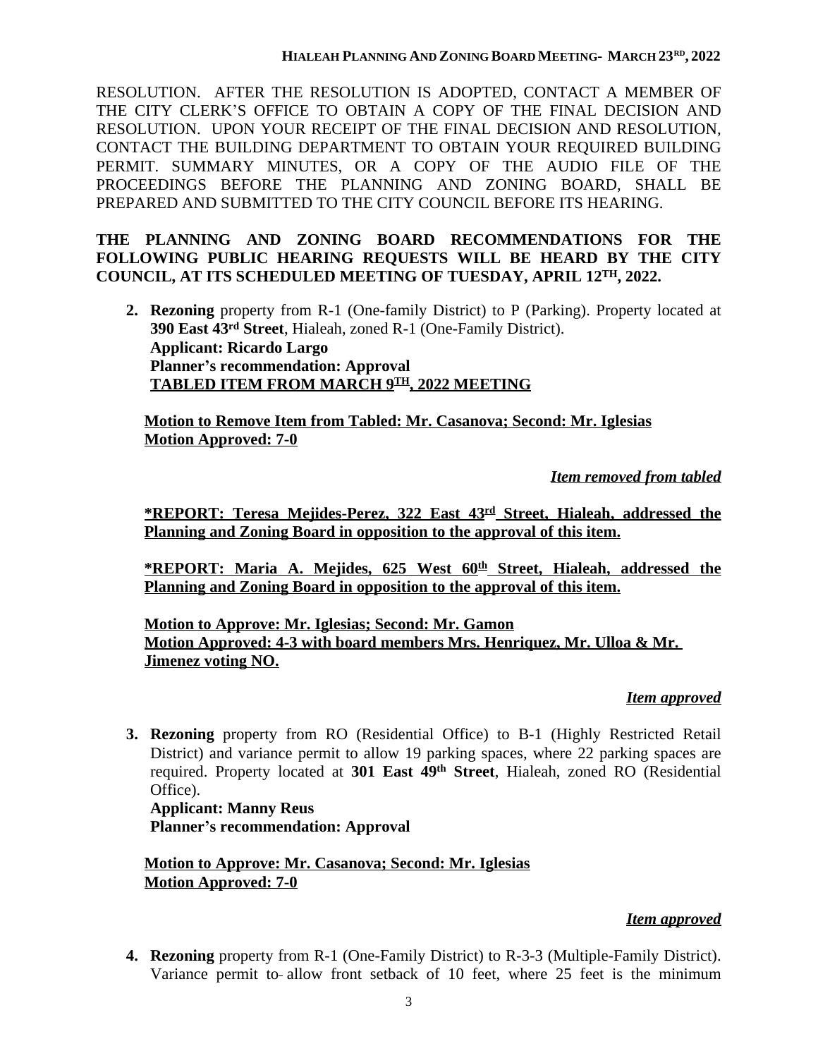RESOLUTION. AFTER THE RESOLUTION IS ADOPTED, CONTACT A MEMBER OF THE CITY CLERK'S OFFICE TO OBTAIN A COPY OF THE FINAL DECISION AND RESOLUTION. UPON YOUR RECEIPT OF THE FINAL DECISION AND RESOLUTION, CONTACT THE BUILDING DEPARTMENT TO OBTAIN YOUR REQUIRED BUILDING PERMIT. SUMMARY MINUTES, OR A COPY OF THE AUDIO FILE OF THE PROCEEDINGS BEFORE THE PLANNING AND ZONING BOARD, SHALL BE PREPARED AND SUBMITTED TO THE CITY COUNCIL BEFORE ITS HEARING.

**THE PLANNING AND ZONING BOARD RECOMMENDATIONS FOR THE FOLLOWING PUBLIC HEARING REQUESTS WILL BE HEARD BY THE CITY COUNCIL, AT ITS SCHEDULED MEETING OF TUESDAY, APRIL 12TH, 2022.**

2. **Rezoning** property from R-1 (One-family District) to P (Parking). Property located at **390 East 43rd Street**, Hialeah, zoned R-1 (One-Family District).
   **Applicant: Ricardo Largo**
   **Planner's recommendation: Approval**
   **TABLED ITEM FROM MARCH 9TH, 2022 MEETING**

   **Motion to Remove Item from Tabled: Mr. Casanova; Second: Mr. Iglesias**
   **Motion Approved: 7-0**

   ***Item removed from tabled***

   **\*REPORT: Teresa Mejides-Perez, 322 East 43rd Street, Hialeah, addressed the Planning and Zoning Board in opposition to the approval of this item.**

   **\*REPORT: Maria A. Mejides, 625 West 60th Street, Hialeah, addressed the Planning and Zoning Board in opposition to the approval of this item.**

   **Motion to Approve: Mr. Iglesias; Second: Mr. Gamon**
   **Motion Approved: 4-3 with board members Mrs. Henriquez, Mr. Ulloa & Mr. Jimenez voting NO.**

   ***Item approved***

3. **Rezoning** property from RO (Residential Office) to B-1 (Highly Restricted Retail District) and variance permit to allow 19 parking spaces, where 22 parking spaces are required. Property located at **301 East 49th Street**, Hialeah, zoned RO (Residential Office).
   **Applicant: Manny Reus**
   **Planner's recommendation: Approval**

   **Motion to Approve: Mr. Casanova; Second: Mr. Iglesias**
   **Motion Approved: 7-0**

   ***Item approved***

4. **Rezoning** property from R-1 (One-Family District) to R-3-3 (Multiple-Family District). Variance permit to allow front setback of 10 feet, where 25 feet is the minimum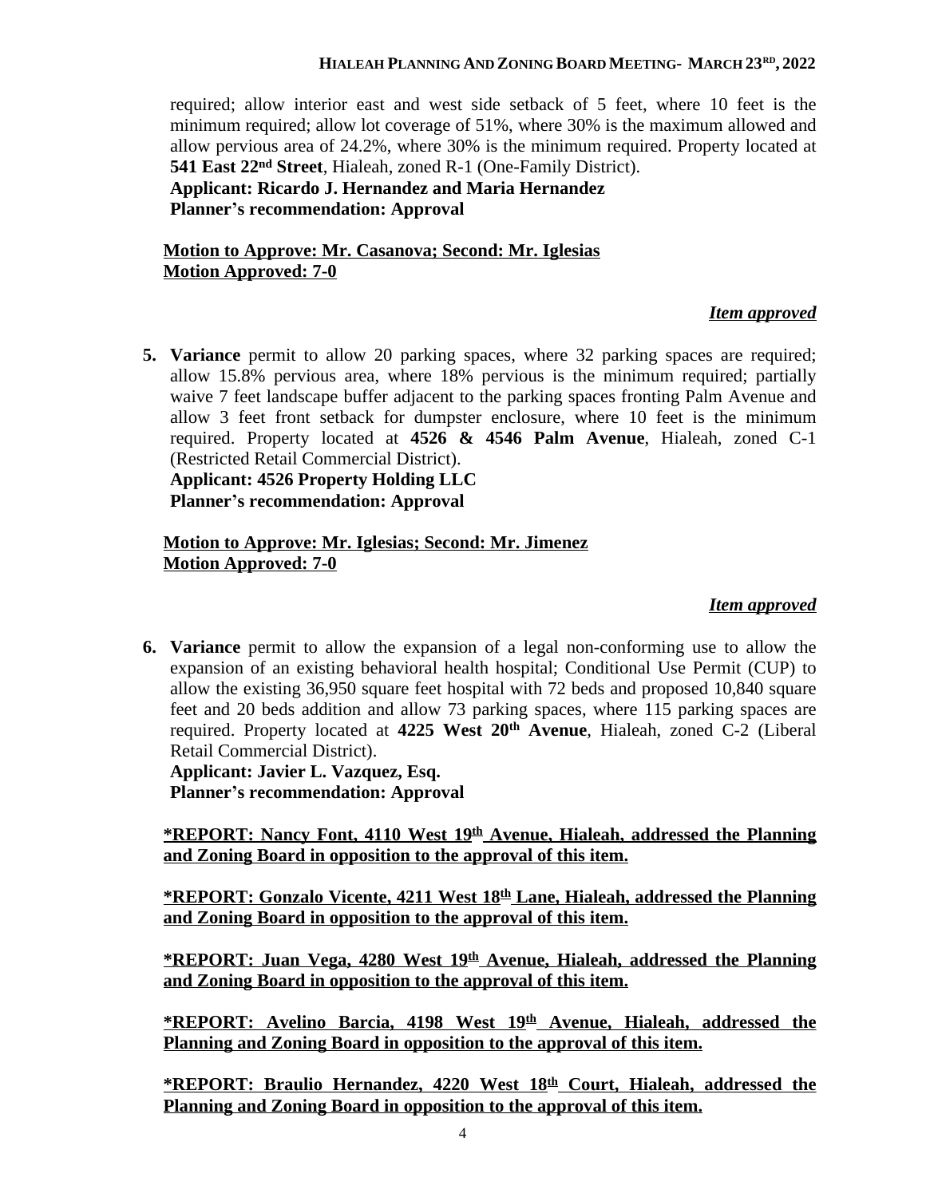required; allow interior east and west side setback of 5 feet, where 10 feet is the minimum required; allow lot coverage of 51%, where 30% is the maximum allowed and allow pervious area of 24.2%, where 30% is the minimum required. Property located at **541 East 22nd Street**, Hialeah, zoned R-1 (One-Family District).
**Applicant: Ricardo J. Hernandez and Maria Hernandez**
**Planner's recommendation: Approval**

**Motion to Approve: Mr. Casanova; Second: Mr. Iglesias**
**Motion Approved: 7-0**

***Item approved***

**5. Variance** permit to allow 20 parking spaces, where 32 parking spaces are required; allow 15.8% pervious area, where 18% pervious is the minimum required; partially waive 7 feet landscape buffer adjacent to the parking spaces fronting Palm Avenue and allow 3 feet front setback for dumpster enclosure, where 10 feet is the minimum required. Property located at **4526 & 4546 Palm Avenue**, Hialeah, zoned C-1 (Restricted Retail Commercial District).
**Applicant: 4526 Property Holding LLC**
**Planner's recommendation: Approval**

**Motion to Approve: Mr. Iglesias; Second: Mr. Jimenez**
**Motion Approved: 7-0**

***Item approved***

**6. Variance** permit to allow the expansion of a legal non-conforming use to allow the expansion of an existing behavioral health hospital; Conditional Use Permit (CUP) to allow the existing 36,950 square feet hospital with 72 beds and proposed 10,840 square feet and 20 beds addition and allow 73 parking spaces, where 115 parking spaces are required. Property located at **4225 West 20th Avenue**, Hialeah, zoned C-2 (Liberal Retail Commercial District).
**Applicant: Javier L. Vazquez, Esq.**
**Planner's recommendation: Approval**

**\*REPORT: Nancy Font, 4110 West 19th Avenue, Hialeah, addressed the Planning and Zoning Board in opposition to the approval of this item.**

**\*REPORT: Gonzalo Vicente, 4211 West 18th Lane, Hialeah, addressed the Planning and Zoning Board in opposition to the approval of this item.**

**\*REPORT: Juan Vega, 4280 West 19th Avenue, Hialeah, addressed the Planning and Zoning Board in opposition to the approval of this item.**

**\*REPORT: Avelino Barcia, 4198 West 19th Avenue, Hialeah, addressed the Planning and Zoning Board in opposition to the approval of this item.**

**\*REPORT: Braulio Hernandez, 4220 West 18th Court, Hialeah, addressed the Planning and Zoning Board in opposition to the approval of this item.**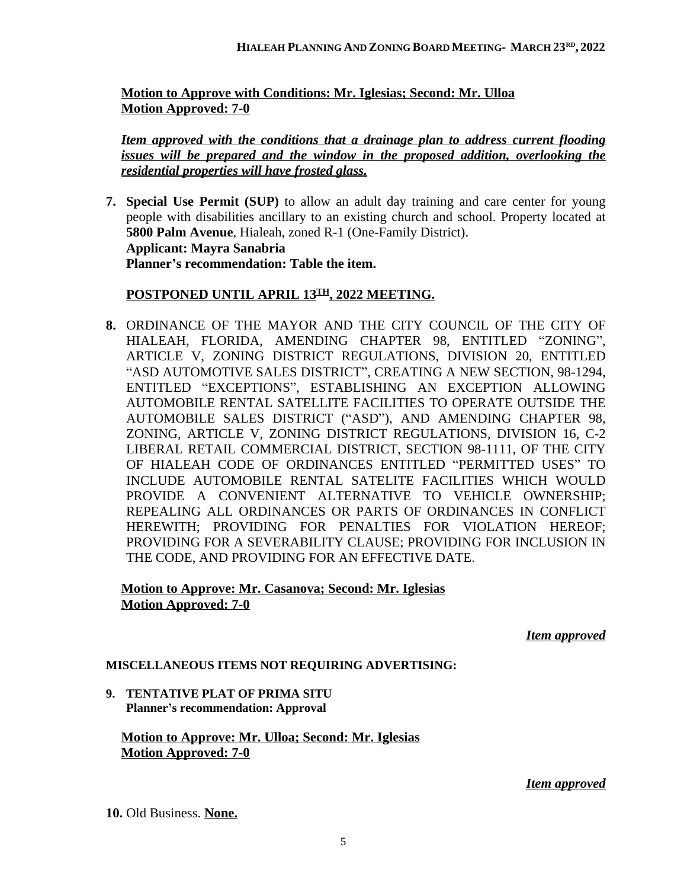**Motion to Approve with Conditions: Mr. Iglesias; Second: Mr. Ulloa**
**Motion Approved: 7-0**

***Item approved with the conditions that a drainage plan to address current flooding issues will be prepared and the window in the proposed addition, overlooking the residential properties will have frosted glass.***

7. **Special Use Permit (SUP)** to allow an adult day training and care center for young people with disabilities ancillary to an existing church and school. Property located at **5800 Palm Avenue**, Hialeah, zoned R-1 (One-Family District).
   **Applicant: Mayra Sanabria**
   **Planner's recommendation: Table the item.**

   **POSTPONED UNTIL APRIL 13TH, 2022 MEETING.**

8. ORDINANCE OF THE MAYOR AND THE CITY COUNCIL OF THE CITY OF HIALEAH, FLORIDA, AMENDING CHAPTER 98, ENTITLED "ZONING", ARTICLE V, ZONING DISTRICT REGULATIONS, DIVISION 20, ENTITLED "ASD AUTOMOTIVE SALES DISTRICT", CREATING A NEW SECTION, 98-1294, ENTITLED "EXCEPTIONS", ESTABLISHING AN EXCEPTION ALLOWING AUTOMOBILE RENTAL SATELLITE FACILITIES TO OPERATE OUTSIDE THE AUTOMOBILE SALES DISTRICT ("ASD"), AND AMENDING CHAPTER 98, ZONING, ARTICLE V, ZONING DISTRICT REGULATIONS, DIVISION 16, C-2 LIBERAL RETAIL COMMERCIAL DISTRICT, SECTION 98-1111, OF THE CITY OF HIALEAH CODE OF ORDINANCES ENTITLED "PERMITTED USES" TO INCLUDE AUTOMOBILE RENTAL SATELITE FACILITIES WHICH WOULD PROVIDE A CONVENIENT ALTERNATIVE TO VEHICLE OWNERSHIP; REPEALING ALL ORDINANCES OR PARTS OF ORDINANCES IN CONFLICT HEREWITH; PROVIDING FOR PENALTIES FOR VIOLATION HEREOF; PROVIDING FOR A SEVERABILITY CLAUSE; PROVIDING FOR INCLUSION IN THE CODE, AND PROVIDING FOR AN EFFECTIVE DATE.

   **Motion to Approve: Mr. Casanova; Second: Mr. Iglesias**
   **Motion Approved: 7-0**

   ***Item approved***

**MISCELLANEOUS ITEMS NOT REQUIRING ADVERTISING:**

9. **TENTATIVE PLAT OF PRIMA SITU**
   **Planner's recommendation: Approval**

   **Motion to Approve: Mr. Ulloa; Second: Mr. Iglesias**
   **Motion Approved: 7-0**

   ***Item approved***

10. Old Business. **None.**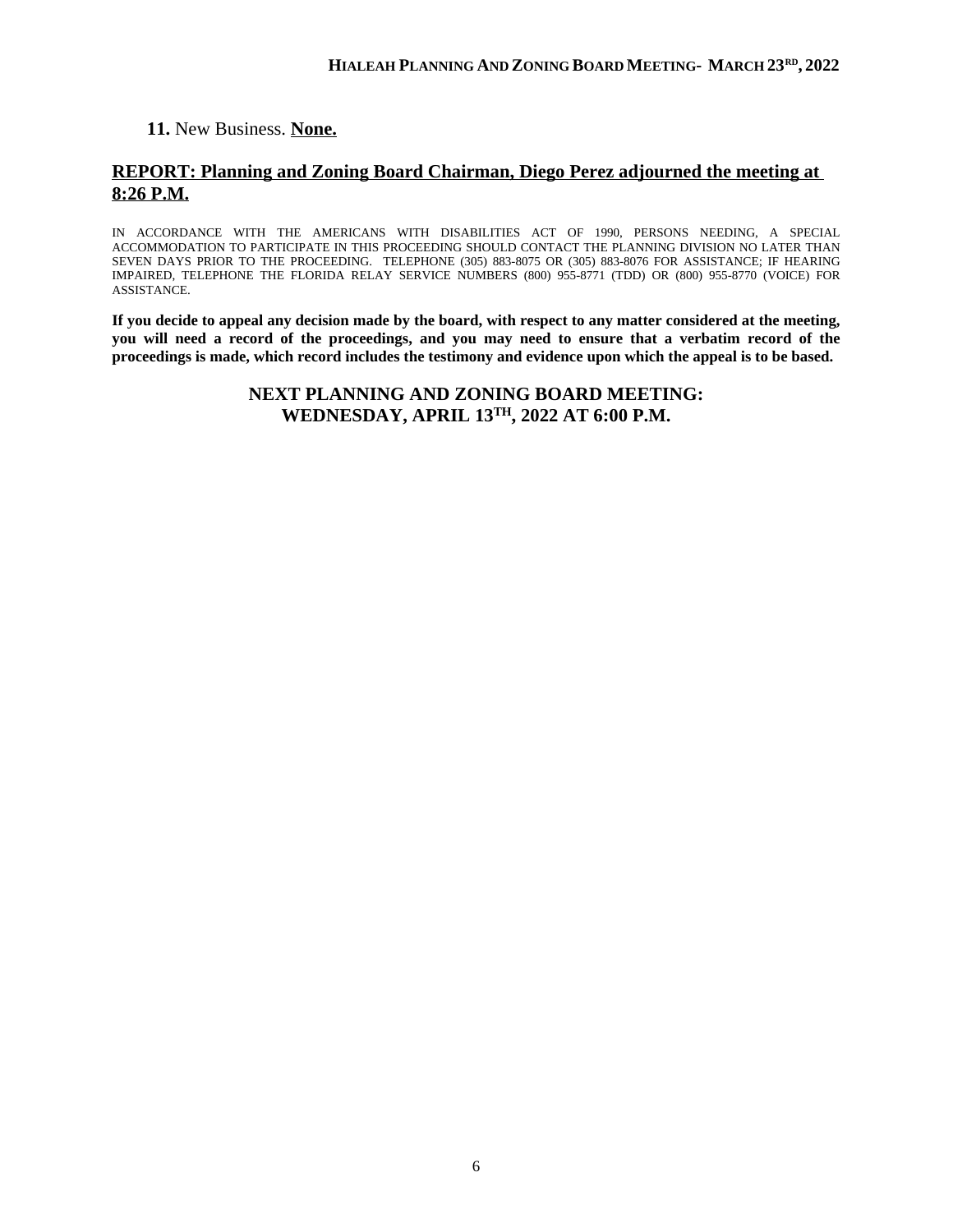**11.** New Business. **None.**

## REPORT: Planning and Zoning Board Chairman, Diego Perez adjourned the meeting at 8:26 P.M.

IN ACCORDANCE WITH THE AMERICANS WITH DISABILITIES ACT OF 1990, PERSONS NEEDING, A SPECIAL ACCOMMODATION TO PARTICIPATE IN THIS PROCEEDING SHOULD CONTACT THE PLANNING DIVISION NO LATER THAN SEVEN DAYS PRIOR TO THE PROCEEDING. TELEPHONE (305) 883-8075 OR (305) 883-8076 FOR ASSISTANCE; IF HEARING IMPAIRED, TELEPHONE THE FLORIDA RELAY SERVICE NUMBERS (800) 955-8771 (TDD) OR (800) 955-8770 (VOICE) FOR ASSISTANCE.

**If you decide to appeal any decision made by the board, with respect to any matter considered at the meeting, you will need a record of the proceedings, and you may need to ensure that a verbatim record of the proceedings is made, which record includes the testimony and evidence upon which the appeal is to be based.**

**NEXT PLANNING AND ZONING BOARD MEETING:**
**WEDNESDAY, APRIL 13TH, 2022 AT 6:00 P.M.**